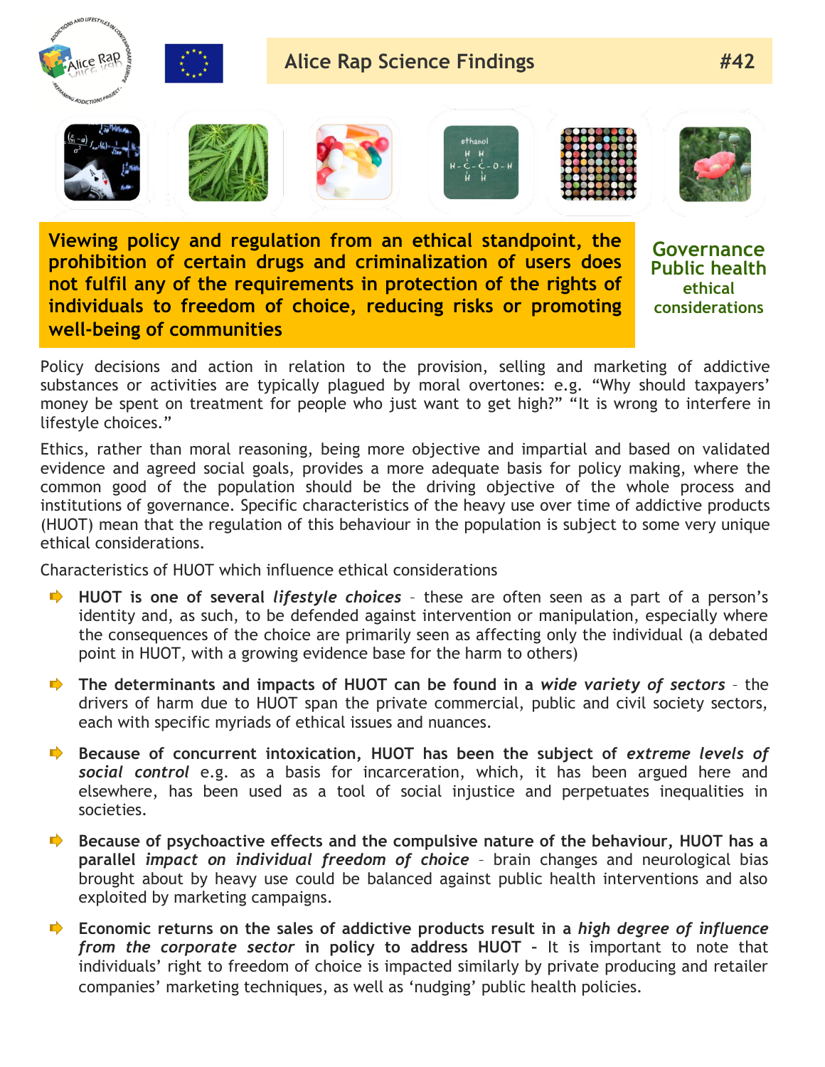# Alice Rap Science Findings #42

**Viewing policy and regulation from an ethical standpoint, the prohibition of certain drugs and criminalization of users does not fulfil any of the requirements in protection of the rights of individuals to freedom of choice, reducing risks or promoting well-being of communities**

**Governance**
**Public health**
**ethical considerations**

Policy decisions and action in relation to the provision, selling and marketing of addictive substances or activities are typically plagued by moral overtones: e.g. “Why should taxpayers’ money be spent on treatment for people who just want to get high?” “It is wrong to interfere in lifestyle choices.”

Ethics, rather than moral reasoning, being more objective and impartial and based on validated evidence and agreed social goals, provides a more adequate basis for policy making, where the common good of the population should be the driving objective of the whole process and institutions of governance. Specific characteristics of the heavy use over time of addictive products (HUOT) mean that the regulation of this behaviour in the population is subject to some very unique ethical considerations.

Characteristics of HUOT which influence ethical considerations

- **HUOT is one of several *lifestyle choices*** – these are often seen as a part of a person’s identity and, as such, to be defended against intervention or manipulation, especially where the consequences of the choice are primarily seen as affecting only the individual (a debated point in HUOT, with a growing evidence base for the harm to others)
- **The determinants and impacts of HUOT can be found in a *wide variety of sectors*** – the drivers of harm due to HUOT span the private commercial, public and civil society sectors, each with specific myriads of ethical issues and nuances.
- **Because of concurrent intoxication, HUOT has been the subject of *extreme levels of social control*** e.g. as a basis for incarceration, which, it has been argued here and elsewhere, has been used as a tool of social injustice and perpetuates inequalities in societies.
- **Because of psychoactive effects and the compulsive nature of the behaviour, HUOT has a parallel *impact on individual freedom of choice*** – brain changes and neurological bias brought about by heavy use could be balanced against public health interventions and also exploited by marketing campaigns.
- **Economic returns on the sales of addictive products result in a *high degree of influence from the corporate sector* in policy to address HUOT** – It is important to note that individuals’ right to freedom of choice is impacted similarly by private producing and retailer companies’ marketing techniques, as well as ‘nudging’ public health policies.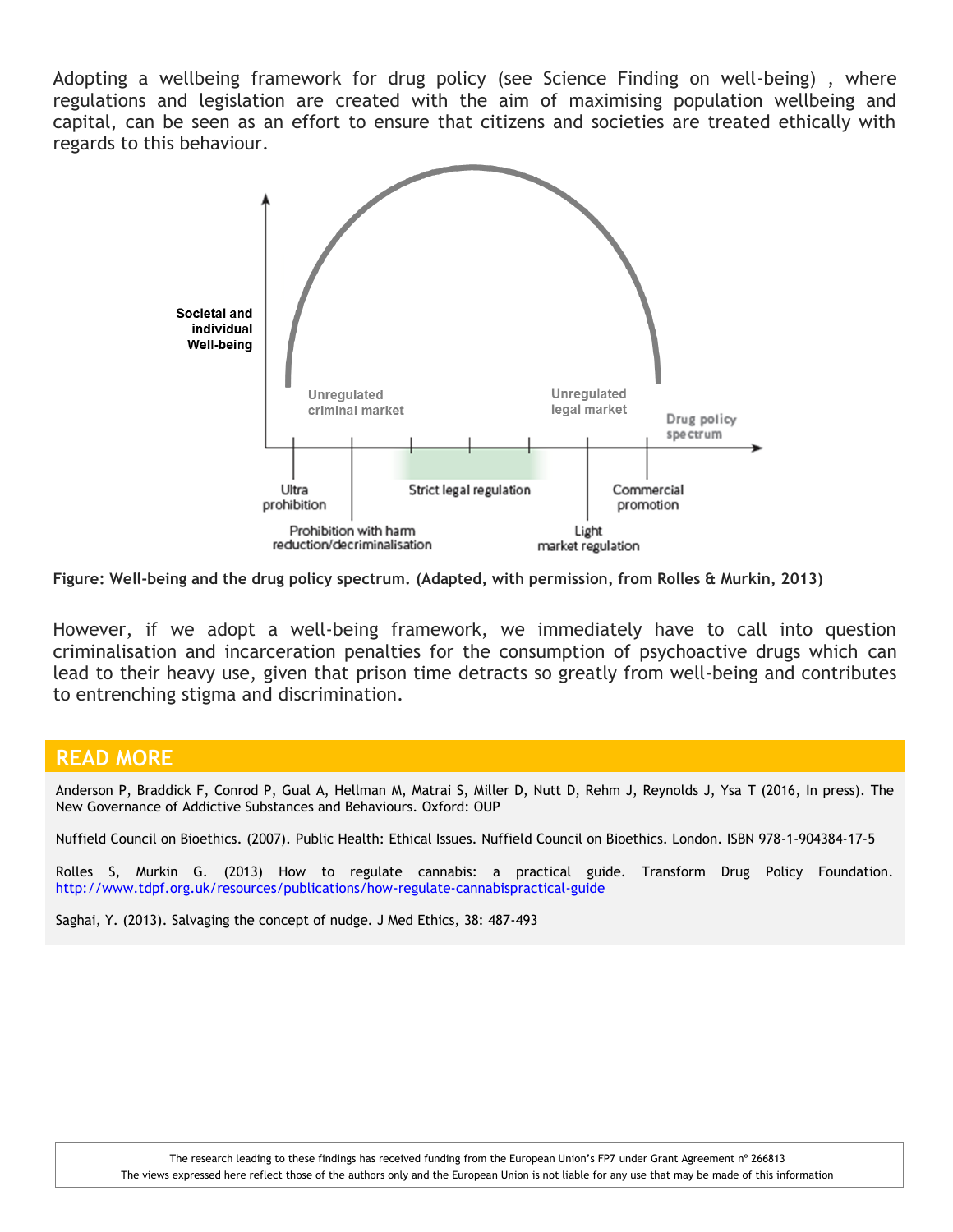Adopting a wellbeing framework for drug policy (see Science Finding on well-being) , where regulations and legislation are created with the aim of maximising population wellbeing and capital, can be seen as an effort to ensure that citizens and societies are treated ethically with regards to this behaviour.

Societal and individual Well-being

Unregulated criminal market

Unregulated legal market

Drug policy spectrum

Ultra prohibition

Prohibition with harm reduction/decriminalisation

Strict legal regulation

Light market regulation

Commercial promotion

**Figure: Well-being and the drug policy spectrum. (Adapted, with permission, from Rolles & Murkin, 2013)**

However, if we adopt a well-being framework, we immediately have to call into question criminalisation and incarceration penalties for the consumption of psychoactive drugs which can lead to their heavy use, given that prison time detracts so greatly from well-being and contributes to entrenching stigma and discrimination.

## READ MORE

Anderson P, Braddick F, Conrod P, Gual A, Hellman M, Matrai S, Miller D, Nutt D, Rehm J, Reynolds J, Ysa T (2016, In press). The New Governance of Addictive Substances and Behaviours. Oxford: OUP

Nuffield Council on Bioethics. (2007). Public Health: Ethical Issues. Nuffield Council on Bioethics. London. ISBN 978-1-904384-17-5

Rolles S, Murkin G. (2013) How to regulate cannabis: a practical guide. Transform Drug Policy Foundation. http://www.tdpf.org.uk/resources/publications/how-regulate-cannabispractical-guide

Saghai, Y. (2013). Salvaging the concept of nudge. J Med Ethics, 38: 487-493

The research leading to these findings has received funding from the European Union's FP7 under Grant Agreement nº 266813
The views expressed here reflect those of the authors only and the European Union is not liable for any use that may be made of this information